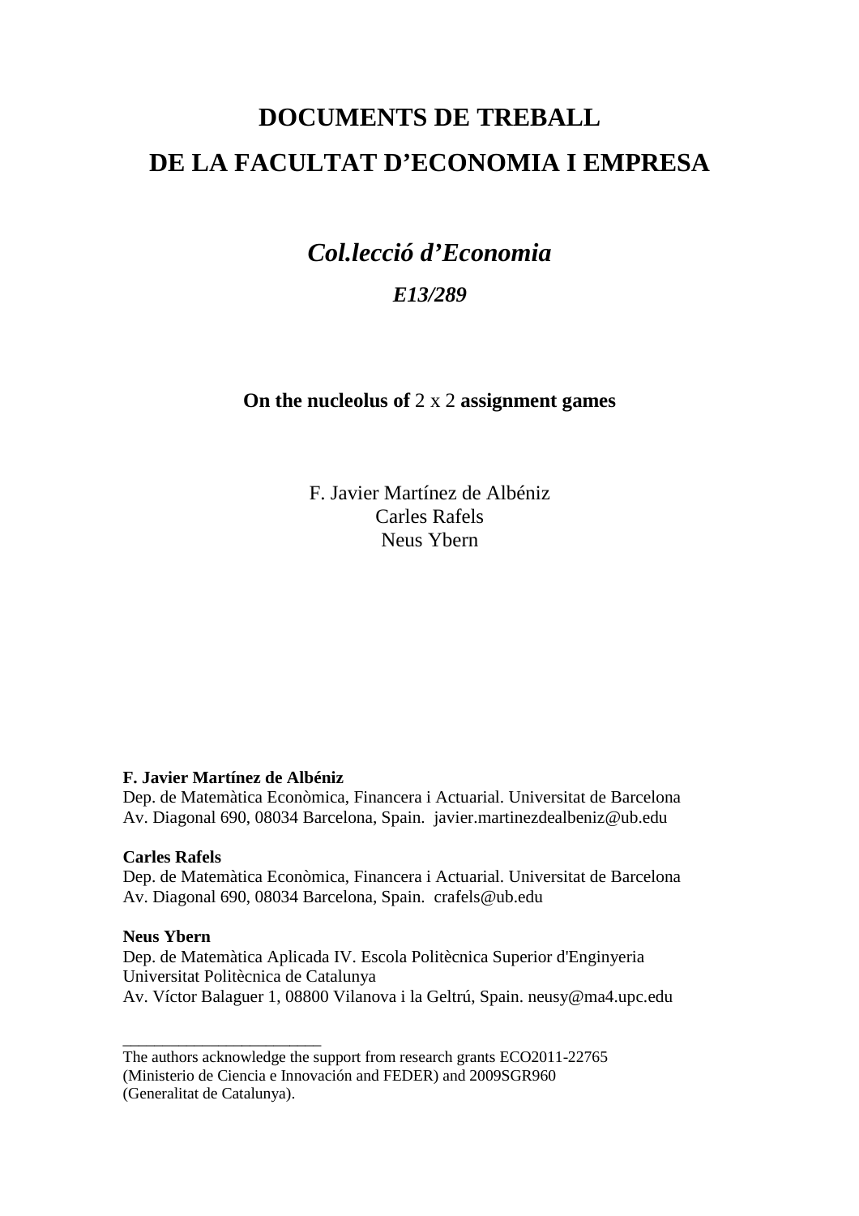# DOCUMENTS DE TREBALL
# DE LA FACULTAT D'ECONOMIA I EMPRESA

## *Col.lecció d'Economia*

### *E13/289*

**On the nucleolus of** $2 \times 2$ **assignment games**

F. Javier Martínez de Albéniz
Carles Rafels
Neus Ybern

**F. Javier Martínez de Albéniz**
Dep. de Matemàtica Econòmica, Financera i Actuarial. Universitat de Barcelona
Av. Diagonal 690, 08034 Barcelona, Spain. javier.martinezdealbeniz@ub.edu

**Carles Rafels**
Dep. de Matemàtica Econòmica, Financera i Actuarial. Universitat de Barcelona
Av. Diagonal 690, 08034 Barcelona, Spain. crafels@ub.edu

**Neus Ybern**
Dep. de Matemàtica Aplicada IV. Escola Politècnica Superior d'Enginyeria
Universitat Politècnica de Catalunya
Av. Víctor Balaguer 1, 08800 Vilanova i la Geltrú, Spain. neusy@ma4.upc.edu

---

The authors acknowledge the support from research grants ECO2011-22765 (Ministerio de Ciencia e Innovación and FEDER) and 2009SGR960 (Generalitat de Catalunya).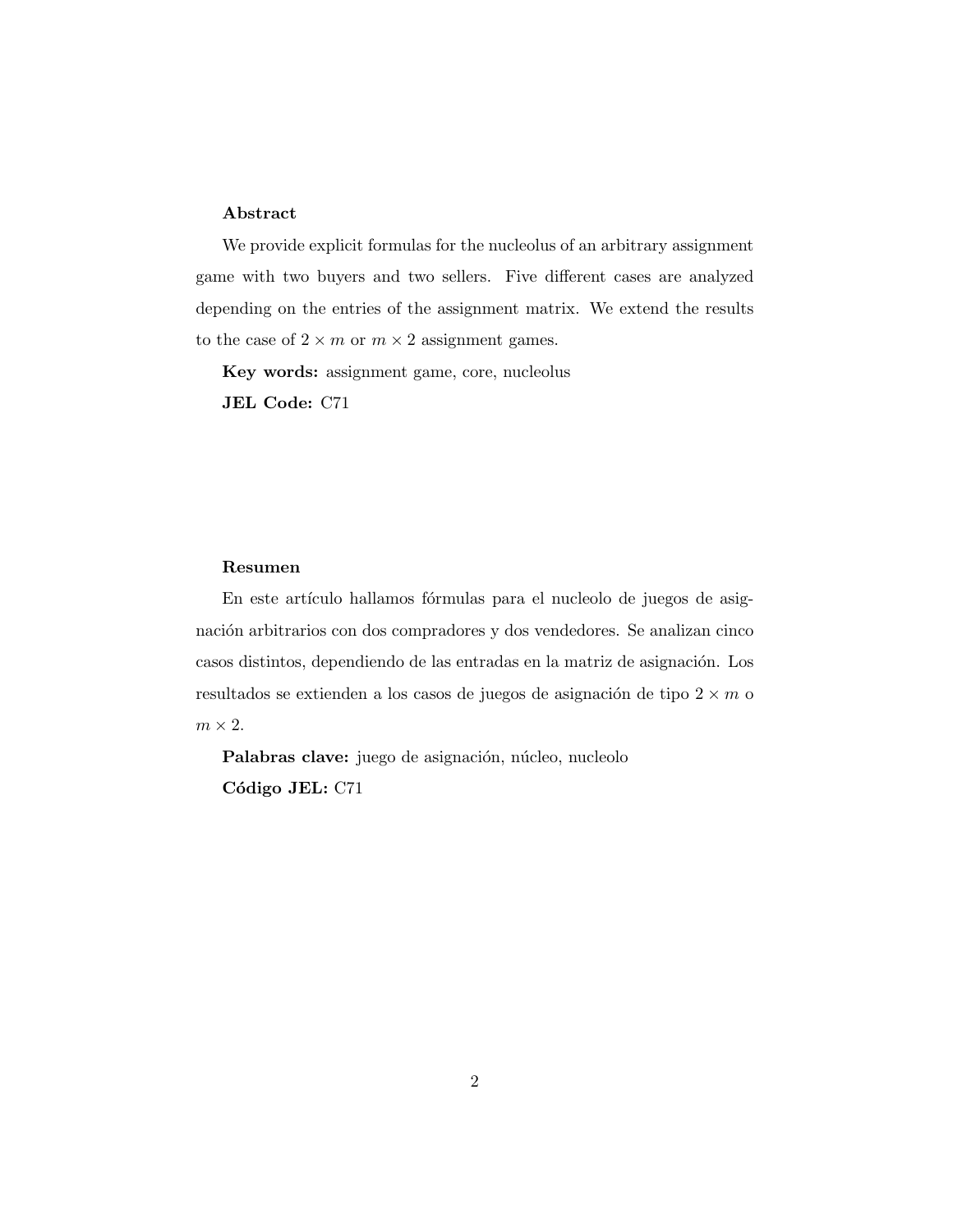**Abstract**

We provide explicit formulas for the nucleolus of an arbitrary assignment game with two buyers and two sellers. Five different cases are analyzed depending on the entries of the assignment matrix. We extend the results to the case of $2 \times m$ or $m \times 2$ assignment games.

**Key words:** assignment game, core, nucleolus

**JEL Code:** C71

**Resumen**

En este artículo hallamos fórmulas para el nucleolo de juegos de asignación arbitrarios con dos compradores y dos vendedores. Se analizan cinco casos distintos, dependiendo de las entradas en la matriz de asignación. Los resultados se extienden a los casos de juegos de asignación de tipo $2 \times m$ o $m \times 2$.

**Palabras clave:** juego de asignación, núcleo, nucleolo

**Código JEL:** C71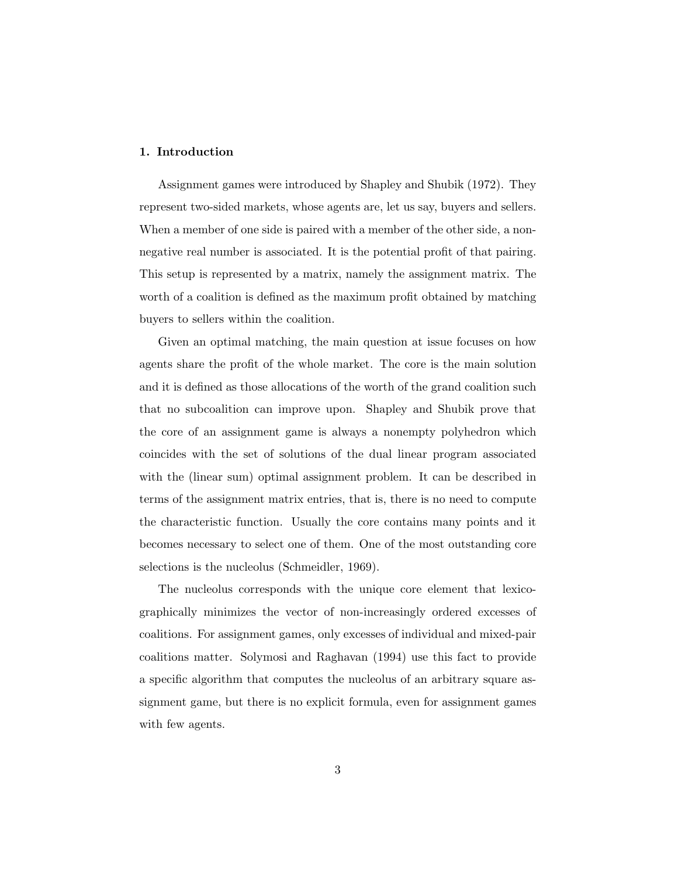## 1. Introduction

Assignment games were introduced by Shapley and Shubik (1972). They represent two-sided markets, whose agents are, let us say, buyers and sellers. When a member of one side is paired with a member of the other side, a non-negative real number is associated. It is the potential profit of that pairing. This setup is represented by a matrix, namely the assignment matrix. The worth of a coalition is defined as the maximum profit obtained by matching buyers to sellers within the coalition.

Given an optimal matching, the main question at issue focuses on how agents share the profit of the whole market. The core is the main solution and it is defined as those allocations of the worth of the grand coalition such that no subcoalition can improve upon. Shapley and Shubik prove that the core of an assignment game is always a nonempty polyhedron which coincides with the set of solutions of the dual linear program associated with the (linear sum) optimal assignment problem. It can be described in terms of the assignment matrix entries, that is, there is no need to compute the characteristic function. Usually the core contains many points and it becomes necessary to select one of them. One of the most outstanding core selections is the nucleolus (Schmeidler, 1969).

The nucleolus corresponds with the unique core element that lexicographically minimizes the vector of non-increasingly ordered excesses of coalitions. For assignment games, only excesses of individual and mixed-pair coalitions matter. Solymosi and Raghavan (1994) use this fact to provide a specific algorithm that computes the nucleolus of an arbitrary square assignment game, but there is no explicit formula, even for assignment games with few agents.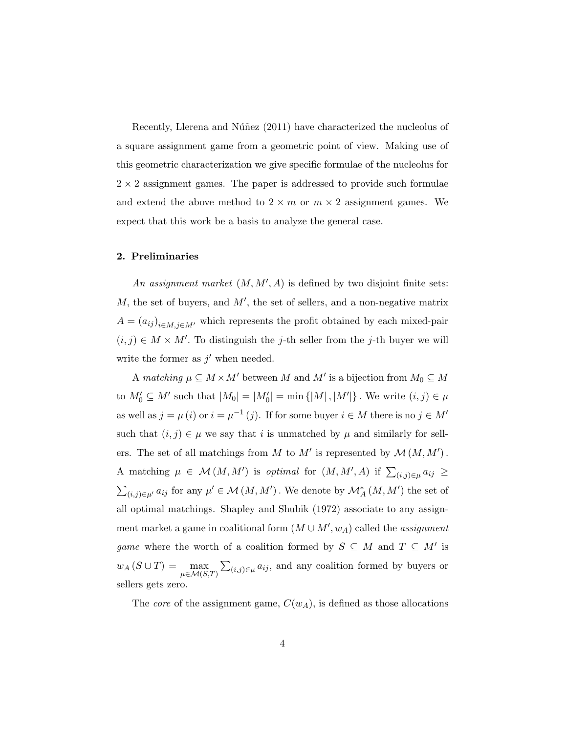Recently, Llerena and Núñez (2011) have characterized the nucleolus of a square assignment game from a geometric point of view. Making use of this geometric characterization we give specific formulae of the nucleolus for $2 \times 2$ assignment games. The paper is addressed to provide such formulae and extend the above method to $2 \times m$ or $m \times 2$ assignment games. We expect that this work be a basis to analyze the general case.

## 2. Preliminaries

*An assignment market* $(M, M', A)$ is defined by two disjoint finite sets: $M$, the set of buyers, and $M'$, the set of sellers, and a non-negative matrix $A = (a_{ij})_{i \in M, j \in M'}$ which represents the profit obtained by each mixed-pair $(i, j) \in M \times M'$. To distinguish the $j$-th seller from the $j$-th buyer we will write the former as $j'$ when needed.

A *matching* $\mu \subseteq M \times M'$ between $M$ and $M'$ is a bijection from $M_0 \subseteq M$ to $M_0' \subseteq M'$ such that $|M_0| = |M_0'| = \min\{|M|, |M'|\}$. We write $(i, j) \in \mu$ as well as $j = \mu(i)$ or $i = \mu^{-1}(j)$. If for some buyer $i \in M$ there is no $j \in M'$ such that $(i, j) \in \mu$ we say that $i$ is unmatched by $\mu$ and similarly for sellers. The set of all matchings from $M$ to $M'$ is represented by $\mathcal{M}(M, M')$. A matching $\mu \in \mathcal{M}(M, M')$ is *optimal* for $(M, M', A)$ if $\sum_{(i,j) \in \mu} a_{ij} \geq \sum_{(i,j) \in \mu'} a_{ij}$ for any $\mu' \in \mathcal{M}(M, M')$. We denote by $\mathcal{M}_A^*(M, M')$ the set of all optimal matchings. Shapley and Shubik (1972) associate to any assignment market a game in coalitional form $(M \cup M', w_A)$ called the *assignment game* where the worth of a coalition formed by $S \subseteq M$ and $T \subseteq M'$ is $w_A(S \cup T) = \max_{\mu \in \mathcal{M}(S,T)} \sum_{(i,j) \in \mu} a_{ij}$, and any coalition formed by buyers or sellers gets zero.

The *core* of the assignment game, $C(w_A)$, is defined as those allocations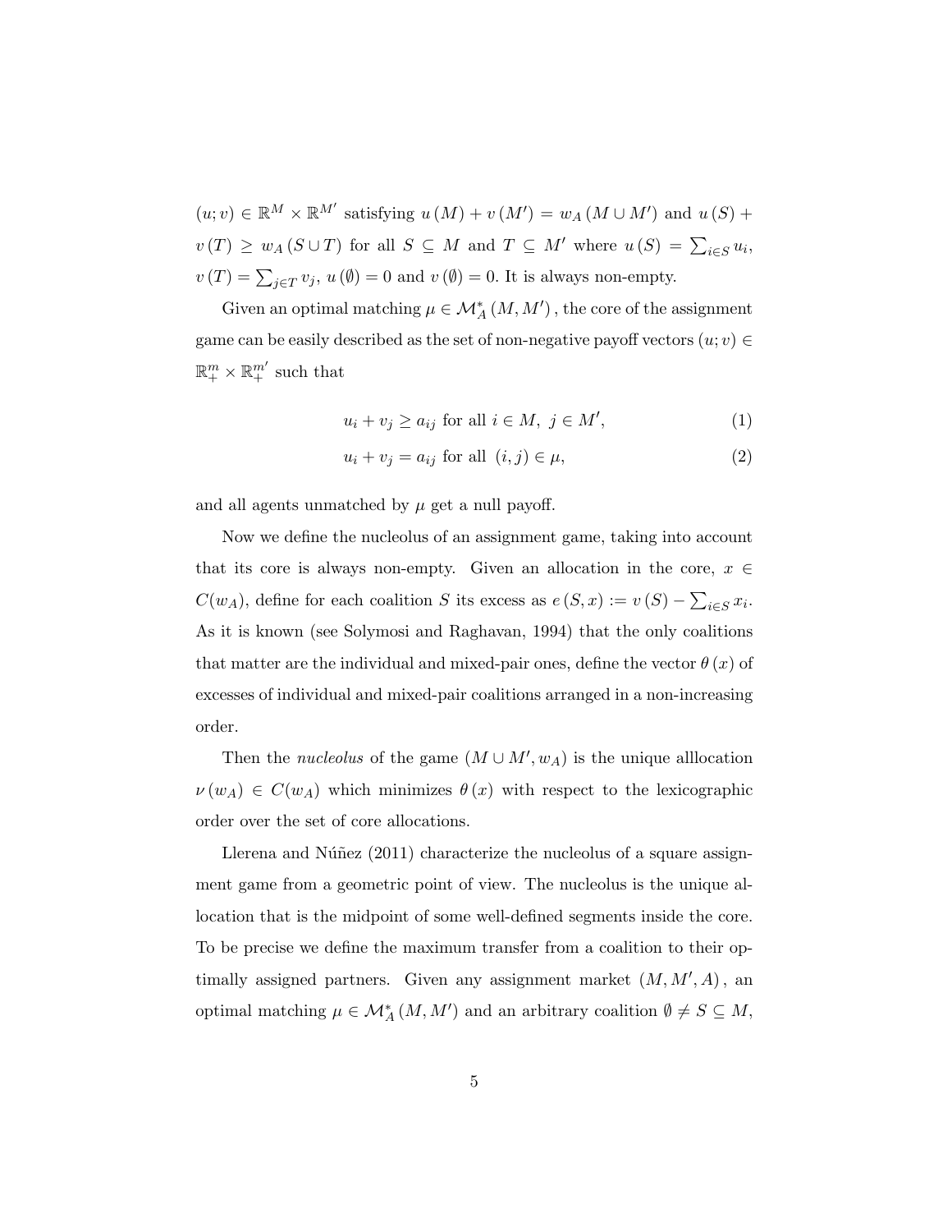$(u;v) \in \mathbb{R}^M \times \mathbb{R}^{M'}$ satisfying $u(M) + v(M') = w_A(M \cup M')$ and $u(S) + v(T) \geq w_A(S \cup T)$ for all $S \subseteq M$ and $T \subseteq M'$ where $u(S) = \sum_{i \in S} u_i$, $v(T) = \sum_{j \in T} v_j$, $u(\emptyset) = 0$ and $v(\emptyset) = 0$. It is always non-empty.

Given an optimal matching $\mu \in \mathcal{M}_A^*(M, M')$, the core of the assignment game can be easily described as the set of non-negative payoff vectors $(u;v) \in \mathbb{R}_+^m \times \mathbb{R}_+^{m'}$ such that

$$u_i + v_j \geq a_{ij} \text{ for all } i \in M,\ j \in M', \tag{1}$$

$$u_i + v_j = a_{ij} \text{ for all } (i,j) \in \mu, \tag{2}$$

and all agents unmatched by $\mu$ get a null payoff.

Now we define the nucleolus of an assignment game, taking into account that its core is always non-empty. Given an allocation in the core, $x \in C(w_A)$, define for each coalition $S$ its excess as $e(S,x) := v(S) - \sum_{i \in S} x_i$. As it is known (see Solymosi and Raghavan, 1994) that the only coalitions that matter are the individual and mixed-pair ones, define the vector $\theta(x)$ of excesses of individual and mixed-pair coalitions arranged in a non-increasing order.

Then the *nucleolus* of the game $(M \cup M', w_A)$ is the unique alllocation $\nu(w_A) \in C(w_A)$ which minimizes $\theta(x)$ with respect to the lexicographic order over the set of core allocations.

Llerena and Núñez (2011) characterize the nucleolus of a square assignment game from a geometric point of view. The nucleolus is the unique allocation that is the midpoint of some well-defined segments inside the core. To be precise we define the maximum transfer from a coalition to their optimally assigned partners. Given any assignment market $(M, M', A)$, an optimal matching $\mu \in \mathcal{M}_A^*(M, M')$ and an arbitrary coalition $\emptyset \neq S \subseteq M$,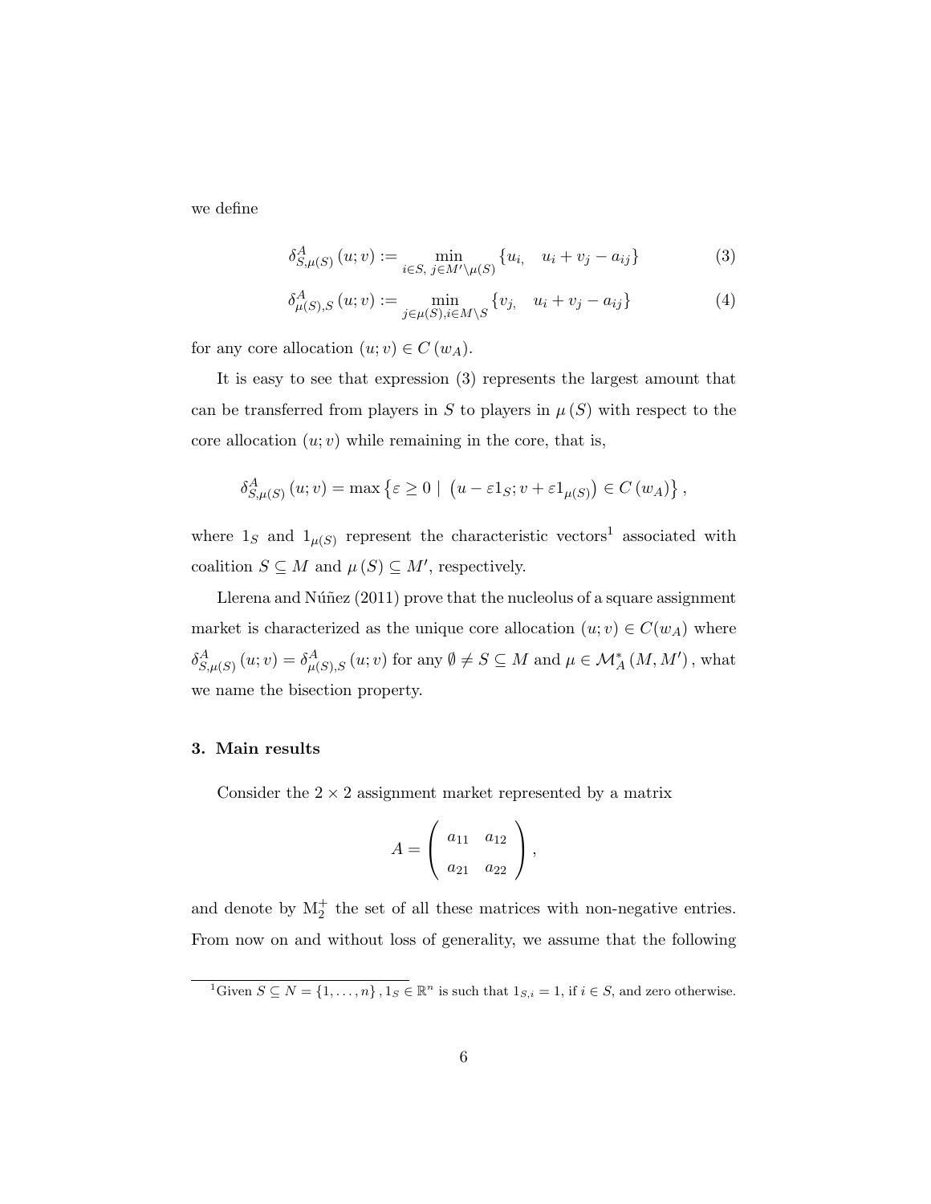we define

$$\delta^A_{S,\mu(S)}(u;v) := \min_{i\in S,\ j\in M'\setminus\mu(S)} \{u_i, \quad u_i + v_j - a_{ij}\} \tag{3}$$

$$\delta^A_{\mu(S),S}(u;v) := \min_{j\in\mu(S), i\in M\setminus S} \{v_j, \quad u_i + v_j - a_{ij}\} \tag{4}$$

for any core allocation $(u;v) \in C(w_A)$.

It is easy to see that expression (3) represents the largest amount that can be transferred from players in $S$ to players in $\mu(S)$ with respect to the core allocation $(u;v)$ while remaining in the core, that is,

$$\delta^A_{S,\mu(S)}(u;v) = \max\left\{\varepsilon \geq 0 \mid \left(u - \varepsilon 1_S; v + \varepsilon 1_{\mu(S)}\right) \in C(w_A)\right\},$$

where $1_S$ and $1_{\mu(S)}$ represent the characteristic vectors[1] associated with coalition $S \subseteq M$ and $\mu(S) \subseteq M'$, respectively.

Llerena and Núñez (2011) prove that the nucleolus of a square assignment market is characterized as the unique core allocation $(u;v) \in C(w_A)$ where $\delta^A_{S,\mu(S)}(u;v) = \delta^A_{\mu(S),S}(u;v)$ for any $\emptyset \neq S \subseteq M$ and $\mu \in \mathcal{M}^*_A(M, M')$, what we name the bisection property.

## 3. Main results

Consider the $2 \times 2$ assignment market represented by a matrix

$$A = \begin{pmatrix} a_{11} & a_{12} \\ a_{21} & a_{22} \end{pmatrix},$$

and denote by $\mathrm{M}_2^+$ the set of all these matrices with non-negative entries. From now on and without loss of generality, we assume that the following

[1] Given $S \subseteq N = \{1, \ldots, n\}$, $1_S \in \mathbb{R}^n$ is such that $1_{S,i} = 1$, if $i \in S$, and zero otherwise.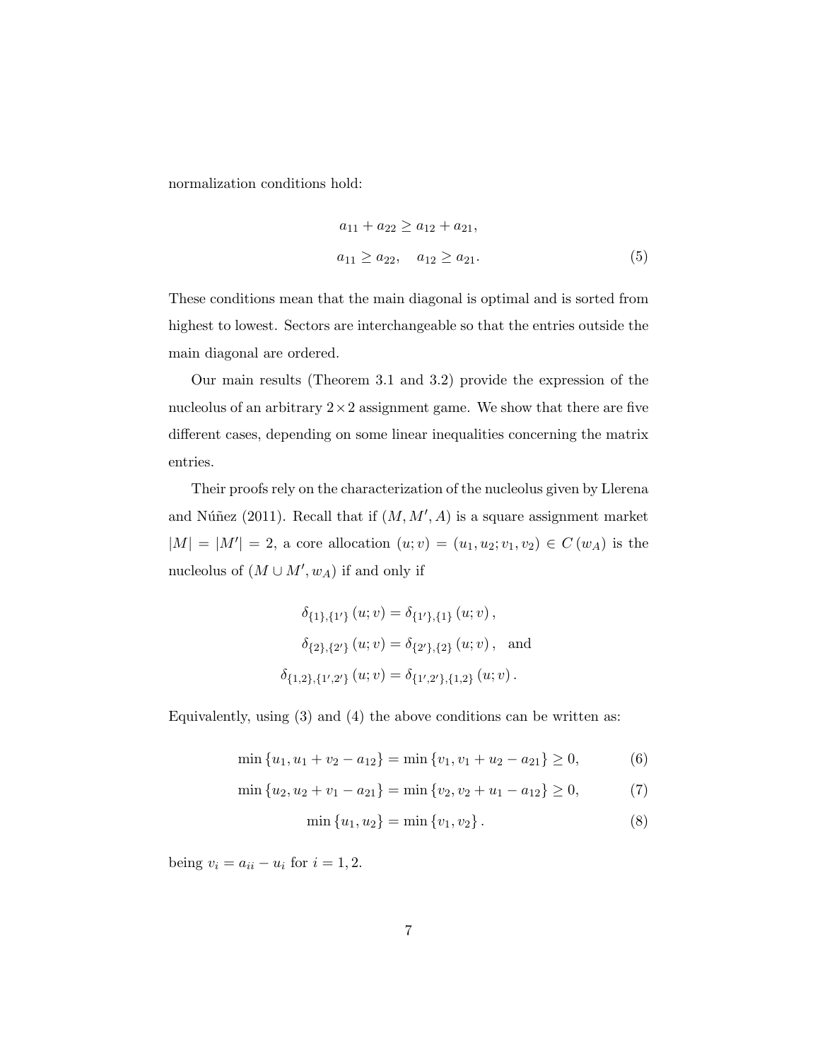normalization conditions hold:

$$
\begin{aligned}
a_{11} + a_{22} &\geq a_{12} + a_{21}, \\
a_{11} \geq a_{22}, \quad & a_{12} \geq a_{21}.
\end{aligned} \tag{5}
$$

These conditions mean that the main diagonal is optimal and is sorted from highest to lowest. Sectors are interchangeable so that the entries outside the main diagonal are ordered.

Our main results (Theorem 3.1 and 3.2) provide the expression of the nucleolus of an arbitrary $2 \times 2$ assignment game. We show that there are five different cases, depending on some linear inequalities concerning the matrix entries.

Their proofs rely on the characterization of the nucleolus given by Llerena and Núñez (2011). Recall that if $(M, M', A)$ is a square assignment market $|M| = |M'| = 2$, a core allocation $(u; v) = (u_1, u_2; v_1, v_2) \in C(w_A)$ is the nucleolus of $(M \cup M', w_A)$ if and only if

$$
\begin{aligned}
\delta_{\{1\},\{1'\}}(u; v) &= \delta_{\{1'\},\{1\}}(u; v), \\
\delta_{\{2\},\{2'\}}(u; v) &= \delta_{\{2'\},\{2\}}(u; v), \quad \text{and} \\
\delta_{\{1,2\},\{1',2'\}}(u; v) &= \delta_{\{1',2'\},\{1,2\}}(u; v).
\end{aligned}
$$

Equivalently, using (3) and (4) the above conditions can be written as:

$$
\min\{u_1, u_1 + v_2 - a_{12}\} = \min\{v_1, v_1 + u_2 - a_{21}\} \geq 0, \tag{6}
$$

$$
\min\{u_2, u_2 + v_1 - a_{21}\} = \min\{v_2, v_2 + u_1 - a_{12}\} \geq 0, \tag{7}
$$

$$
\min\{u_1, u_2\} = \min\{v_1, v_2\}. \tag{8}
$$

being $v_i = a_{ii} - u_i$ for $i = 1, 2$.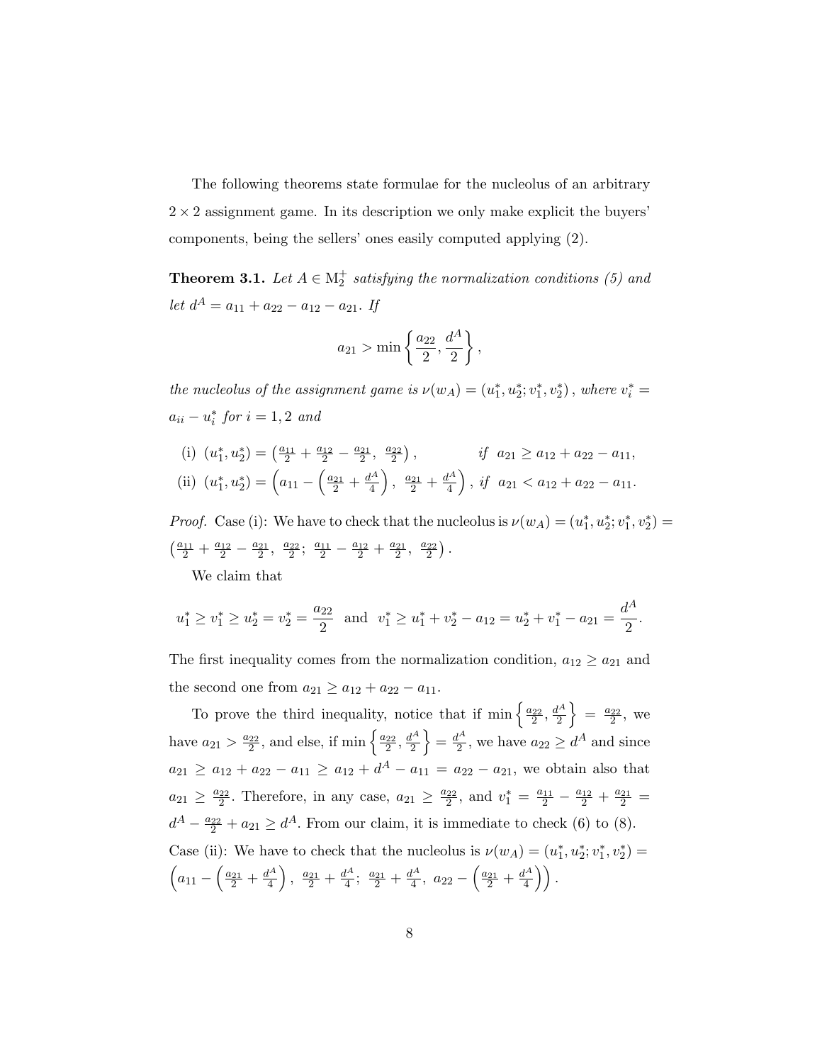The following theorems state formulae for the nucleolus of an arbitrary $2 \times 2$ assignment game. In its description we only make explicit the buyers' components, being the sellers' ones easily computed applying (2).

**Theorem 3.1.** *Let $A \in \mathrm{M}_2^+$ satisfying the normalization conditions (5) and let $d^A = a_{11} + a_{22} - a_{12} - a_{21}$. If*

$$a_{21} > \min\left\{\frac{a_{22}}{2}, \frac{d^A}{2}\right\},$$

*the nucleolus of the assignment game is $\nu(w_A) = (u_1^*, u_2^*; v_1^*, v_2^*)$, where $v_i^* = a_{ii} - u_i^*$ for $i = 1, 2$ and*

(i) $(u_1^*, u_2^*) = \left(\frac{a_{11}}{2} + \frac{a_{12}}{2} - \frac{a_{21}}{2},\ \frac{a_{22}}{2}\right),$ *if* $a_{21} \geq a_{12} + a_{22} - a_{11},$

(ii) $(u_1^*, u_2^*) = \left(a_{11} - \left(\frac{a_{21}}{2} + \frac{d^A}{4}\right),\ \frac{a_{21}}{2} + \frac{d^A}{4}\right),$ *if* $a_{21} < a_{12} + a_{22} - a_{11}.$

*Proof.* Case (i): We have to check that the nucleolus is $\nu(w_A) = (u_1^*, u_2^*; v_1^*, v_2^*) = \left(\frac{a_{11}}{2} + \frac{a_{12}}{2} - \frac{a_{21}}{2},\ \frac{a_{22}}{2};\ \frac{a_{11}}{2} - \frac{a_{12}}{2} + \frac{a_{21}}{2},\ \frac{a_{22}}{2}\right).$

We claim that

$$u_1^* \geq v_1^* \geq u_2^* = v_2^* = \frac{a_{22}}{2} \ \text{ and } \ v_1^* \geq u_1^* + v_2^* - a_{12} = u_2^* + v_1^* - a_{21} = \frac{d^A}{2}.$$

The first inequality comes from the normalization condition, $a_{12} \geq a_{21}$ and the second one from $a_{21} \geq a_{12} + a_{22} - a_{11}$.

To prove the third inequality, notice that if $\min\left\{\frac{a_{22}}{2}, \frac{d^A}{2}\right\} = \frac{a_{22}}{2}$, we have $a_{21} > \frac{a_{22}}{2}$, and else, if $\min\left\{\frac{a_{22}}{2}, \frac{d^A}{2}\right\} = \frac{d^A}{2}$, we have $a_{22} \geq d^A$ and since $a_{21} \geq a_{12} + a_{22} - a_{11} \geq a_{12} + d^A - a_{11} = a_{22} - a_{21}$, we obtain also that $a_{21} \geq \frac{a_{22}}{2}$. Therefore, in any case, $a_{21} \geq \frac{a_{22}}{2}$, and $v_1^* = \frac{a_{11}}{2} - \frac{a_{12}}{2} + \frac{a_{21}}{2} = d^A - \frac{a_{22}}{2} + a_{21} \geq d^A$. From our claim, it is immediate to check (6) to (8).

Case (ii): We have to check that the nucleolus is $\nu(w_A) = (u_1^*, u_2^*; v_1^*, v_2^*) = \left(a_{11} - \left(\frac{a_{21}}{2} + \frac{d^A}{4}\right),\ \frac{a_{21}}{2} + \frac{d^A}{4};\ \frac{a_{21}}{2} + \frac{d^A}{4},\ a_{22} - \left(\frac{a_{21}}{2} + \frac{d^A}{4}\right)\right).$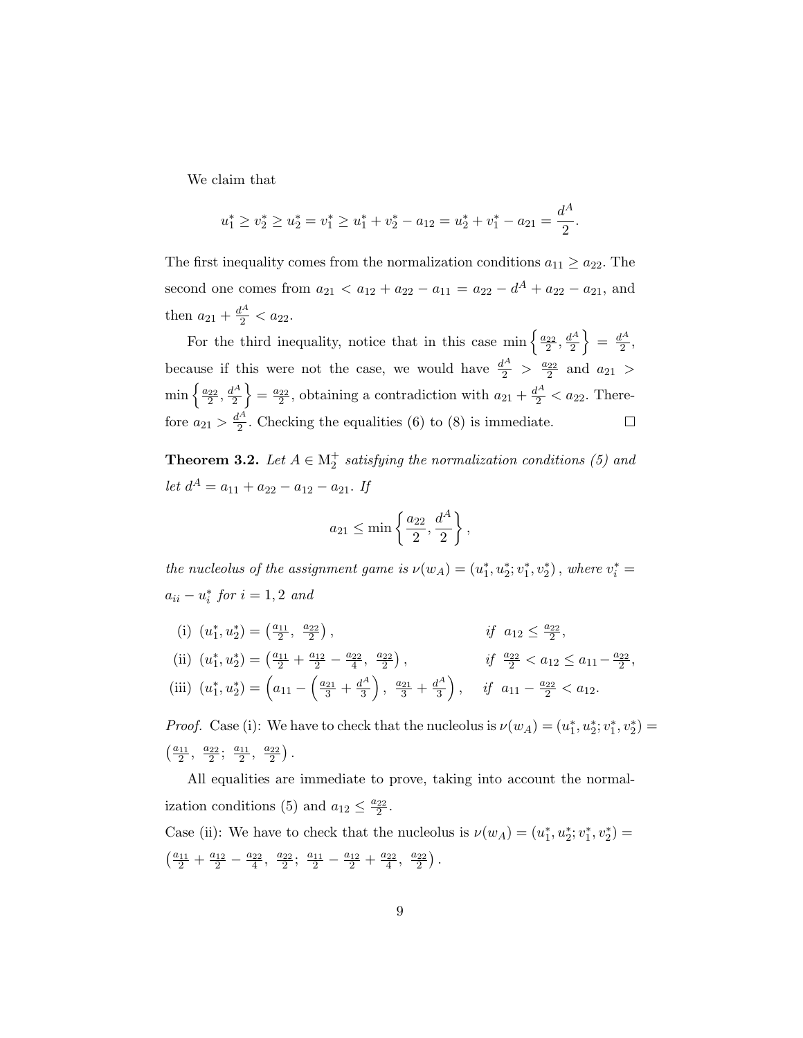We claim that

$$u_1^* \geq v_2^* \geq u_2^* = v_1^* \geq u_1^* + v_2^* - a_{12} = u_2^* + v_1^* - a_{21} = \frac{d^A}{2}.$$

The first inequality comes from the normalization conditions $a_{11} \geq a_{22}$. The second one comes from $a_{21} < a_{12} + a_{22} - a_{11} = a_{22} - d^A + a_{22} - a_{21}$, and then $a_{21} + \frac{d^A}{2} < a_{22}$.

For the third inequality, notice that in this case $\min\left\{\frac{a_{22}}{2}, \frac{d^A}{2}\right\} = \frac{d^A}{2}$, because if this were not the case, we would have $\frac{d^A}{2} > \frac{a_{22}}{2}$ and $a_{21} > \min\left\{\frac{a_{22}}{2}, \frac{d^A}{2}\right\} = \frac{a_{22}}{2}$, obtaining a contradiction with $a_{21} + \frac{d^A}{2} < a_{22}$. Therefore $a_{21} > \frac{d^A}{2}$. Checking the equalities (6) to (8) is immediate. $\square$

**Theorem 3.2.** *Let $A \in \mathrm{M}_2^+$ satisfying the normalization conditions (5) and let $d^A = a_{11} + a_{22} - a_{12} - a_{21}$. If*

$$a_{21} \leq \min\left\{\frac{a_{22}}{2}, \frac{d^A}{2}\right\},$$

*the nucleolus of the assignment game is $\nu(w_A) = (u_1^*, u_2^*; v_1^*, v_2^*)$, where $v_i^* = a_{ii} - u_i^*$ for $i = 1, 2$ and*

(i) $(u_1^*, u_2^*) = \left(\frac{a_{11}}{2},\ \frac{a_{22}}{2}\right)$, *if* $a_{12} \leq \frac{a_{22}}{2}$,

(ii) $(u_1^*, u_2^*) = \left(\frac{a_{11}}{2} + \frac{a_{12}}{2} - \frac{a_{22}}{4},\ \frac{a_{22}}{2}\right)$, *if* $\frac{a_{22}}{2} < a_{12} \leq a_{11} - \frac{a_{22}}{2}$,

(iii) $(u_1^*, u_2^*) = \left(a_{11} - \left(\frac{a_{21}}{3} + \frac{d^A}{3}\right),\ \frac{a_{21}}{3} + \frac{d^A}{3}\right)$, *if* $a_{11} - \frac{a_{22}}{2} < a_{12}$.

*Proof.* Case (i): We have to check that the nucleolus is $\nu(w_A) = (u_1^*, u_2^*; v_1^*, v_2^*) = \left(\frac{a_{11}}{2},\ \frac{a_{22}}{2};\ \frac{a_{11}}{2},\ \frac{a_{22}}{2}\right)$.

All equalities are immediate to prove, taking into account the normalization conditions (5) and $a_{12} \leq \frac{a_{22}}{2}$.

Case (ii): We have to check that the nucleolus is $\nu(w_A) = (u_1^*, u_2^*; v_1^*, v_2^*) = \left(\frac{a_{11}}{2} + \frac{a_{12}}{2} - \frac{a_{22}}{4},\ \frac{a_{22}}{2};\ \frac{a_{11}}{2} - \frac{a_{12}}{2} + \frac{a_{22}}{4},\ \frac{a_{22}}{2}\right)$.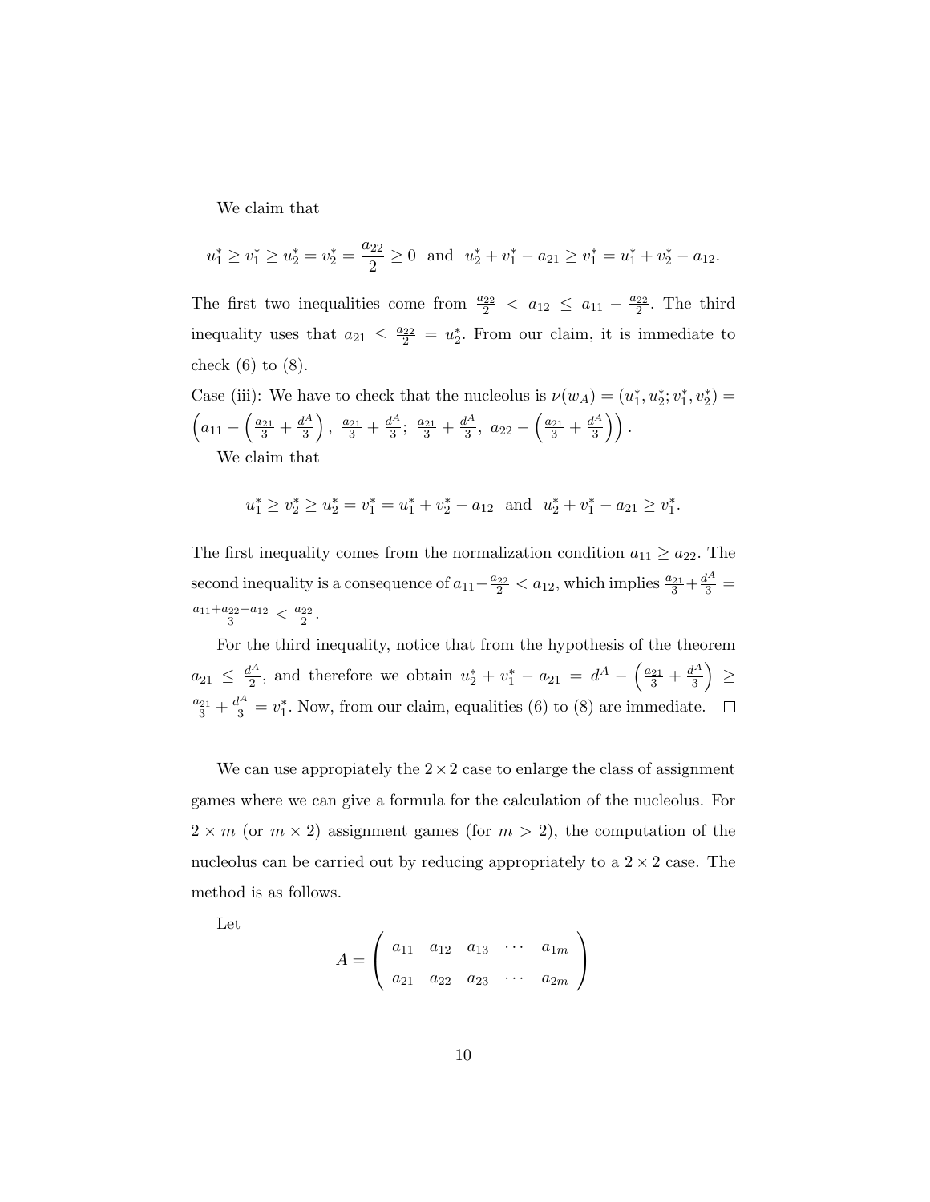We claim that

$$u_1^* \geq v_1^* \geq u_2^* = v_2^* = \frac{a_{22}}{2} \geq 0 \text{ and } u_2^* + v_1^* - a_{21} \geq v_1^* = u_1^* + v_2^* - a_{12}.$$

The first two inequalities come from $\frac{a_{22}}{2} < a_{12} \leq a_{11} - \frac{a_{22}}{2}$. The third inequality uses that $a_{21} \leq \frac{a_{22}}{2} = u_2^*$. From our claim, it is immediate to check (6) to (8).

Case (iii): We have to check that the nucleolus is $\nu(w_A) = (u_1^*, u_2^*; v_1^*, v_2^*) = \left( a_{11} - \left( \frac{a_{21}}{3} + \frac{d^A}{3} \right),\ \frac{a_{21}}{3} + \frac{d^A}{3};\ \frac{a_{21}}{3} + \frac{d^A}{3},\ a_{22} - \left( \frac{a_{21}}{3} + \frac{d^A}{3} \right) \right).$

We claim that

$$u_1^* \geq v_2^* \geq u_2^* = v_1^* = u_1^* + v_2^* - a_{12} \text{ and } u_2^* + v_1^* - a_{21} \geq v_1^*.$$

The first inequality comes from the normalization condition $a_{11} \geq a_{22}$. The second inequality is a consequence of $a_{11} - \frac{a_{22}}{2} < a_{12}$, which implies $\frac{a_{21}}{3} + \frac{d^A}{3} = \frac{a_{11} + a_{22} - a_{12}}{3} < \frac{a_{22}}{2}$.

For the third inequality, notice that from the hypothesis of the theorem $a_{21} \leq \frac{d^A}{2}$, and therefore we obtain $u_2^* + v_1^* - a_{21} = d^A - \left( \frac{a_{21}}{3} + \frac{d^A}{3} \right) \geq \frac{a_{21}}{3} + \frac{d^A}{3} = v_1^*$. Now, from our claim, equalities (6) to (8) are immediate. □

We can use appropiately the $2 \times 2$ case to enlarge the class of assignment games where we can give a formula for the calculation of the nucleolus. For $2 \times m$ (or $m \times 2$) assignment games (for $m > 2$), the computation of the nucleolus can be carried out by reducing appropriately to a $2 \times 2$ case. The method is as follows.

Let

$$A = \begin{pmatrix} a_{11} & a_{12} & a_{13} & \cdots & a_{1m} \\ a_{21} & a_{22} & a_{23} & \cdots & a_{2m} \end{pmatrix}$$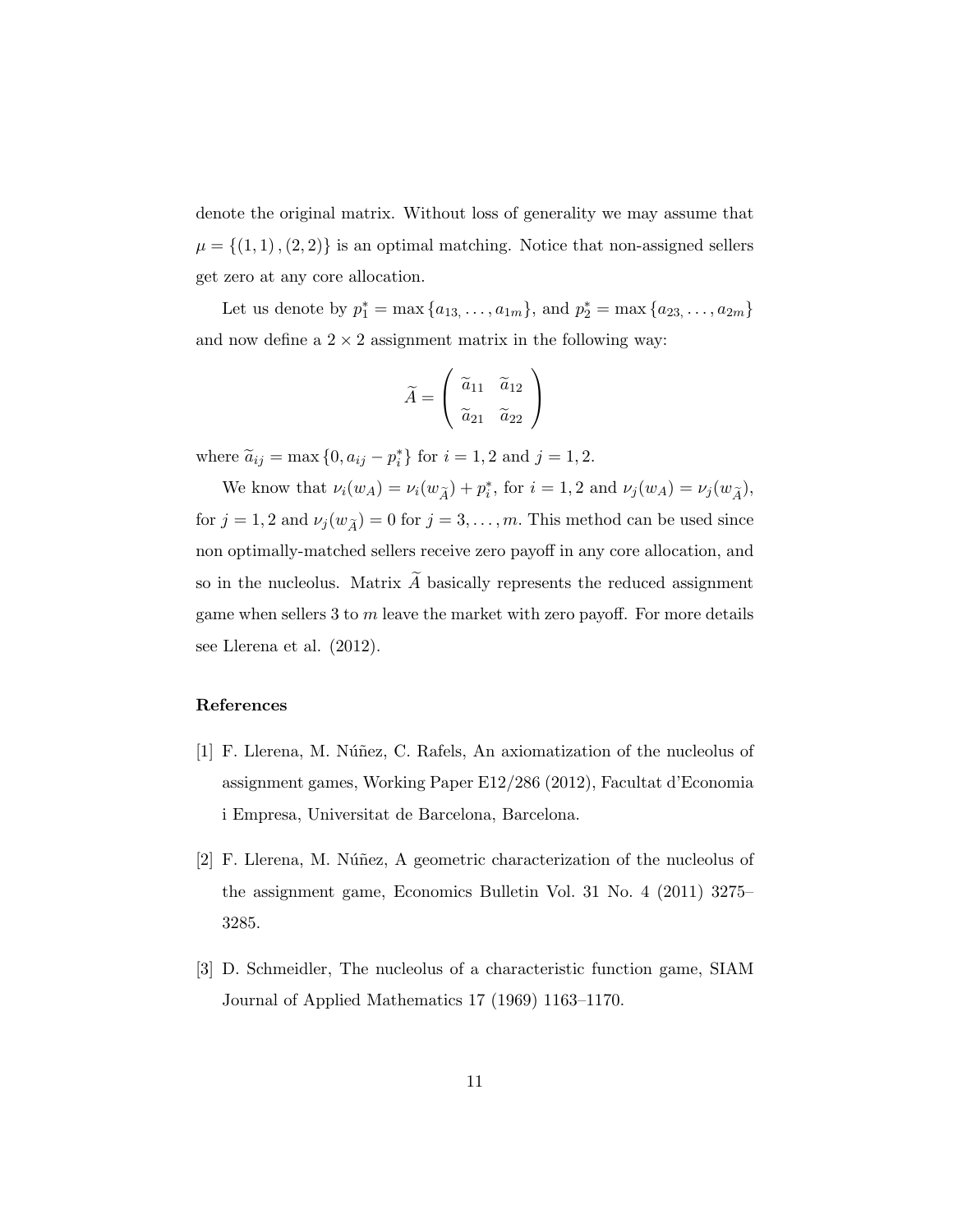denote the original matrix. Without loss of generality we may assume that $\mu = \{(1,1),(2,2)\}$ is an optimal matching. Notice that non-assigned sellers get zero at any core allocation.

Let us denote by $p_1^* = \max\{a_{13,}, \ldots, a_{1m}\}$, and $p_2^* = \max\{a_{23,}, \ldots, a_{2m}\}$ and now define a $2 \times 2$ assignment matrix in the following way:

$$\widetilde{A} = \begin{pmatrix} \widetilde{a}_{11} & \widetilde{a}_{12} \\ \widetilde{a}_{21} & \widetilde{a}_{22} \end{pmatrix}$$

where $\widetilde{a}_{ij} = \max\{0, a_{ij} - p_i^*\}$ for $i = 1,2$ and $j = 1,2$.

We know that $\nu_i(w_A) = \nu_i(w_{\widetilde{A}}) + p_i^*$, for $i = 1,2$ and $\nu_j(w_A) = \nu_j(w_{\widetilde{A}})$, for $j = 1,2$ and $\nu_j(w_{\widetilde{A}}) = 0$ for $j = 3, \ldots, m$. This method can be used since non optimally-matched sellers receive zero payoff in any core allocation, and so in the nucleolus. Matrix $\widetilde{A}$ basically represents the reduced assignment game when sellers 3 to $m$ leave the market with zero payoff. For more details see Llerena et al. (2012).

## References

[1] F. Llerena, M. Núñez, C. Rafels, An axiomatization of the nucleolus of assignment games, Working Paper E12/286 (2012), Facultat d'Economia i Empresa, Universitat de Barcelona, Barcelona.

[2] F. Llerena, M. Núñez, A geometric characterization of the nucleolus of the assignment game, Economics Bulletin Vol. 31 No. 4 (2011) 3275–3285.

[3] D. Schmeidler, The nucleolus of a characteristic function game, SIAM Journal of Applied Mathematics 17 (1969) 1163–1170.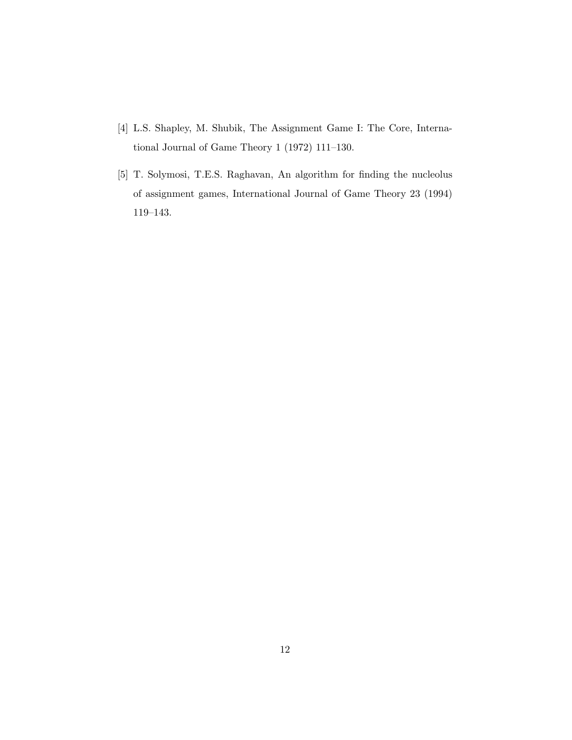[4] L.S. Shapley, M. Shubik, The Assignment Game I: The Core, International Journal of Game Theory 1 (1972) 111–130.

[5] T. Solymosi, T.E.S. Raghavan, An algorithm for finding the nucleolus of assignment games, International Journal of Game Theory 23 (1994) 119–143.